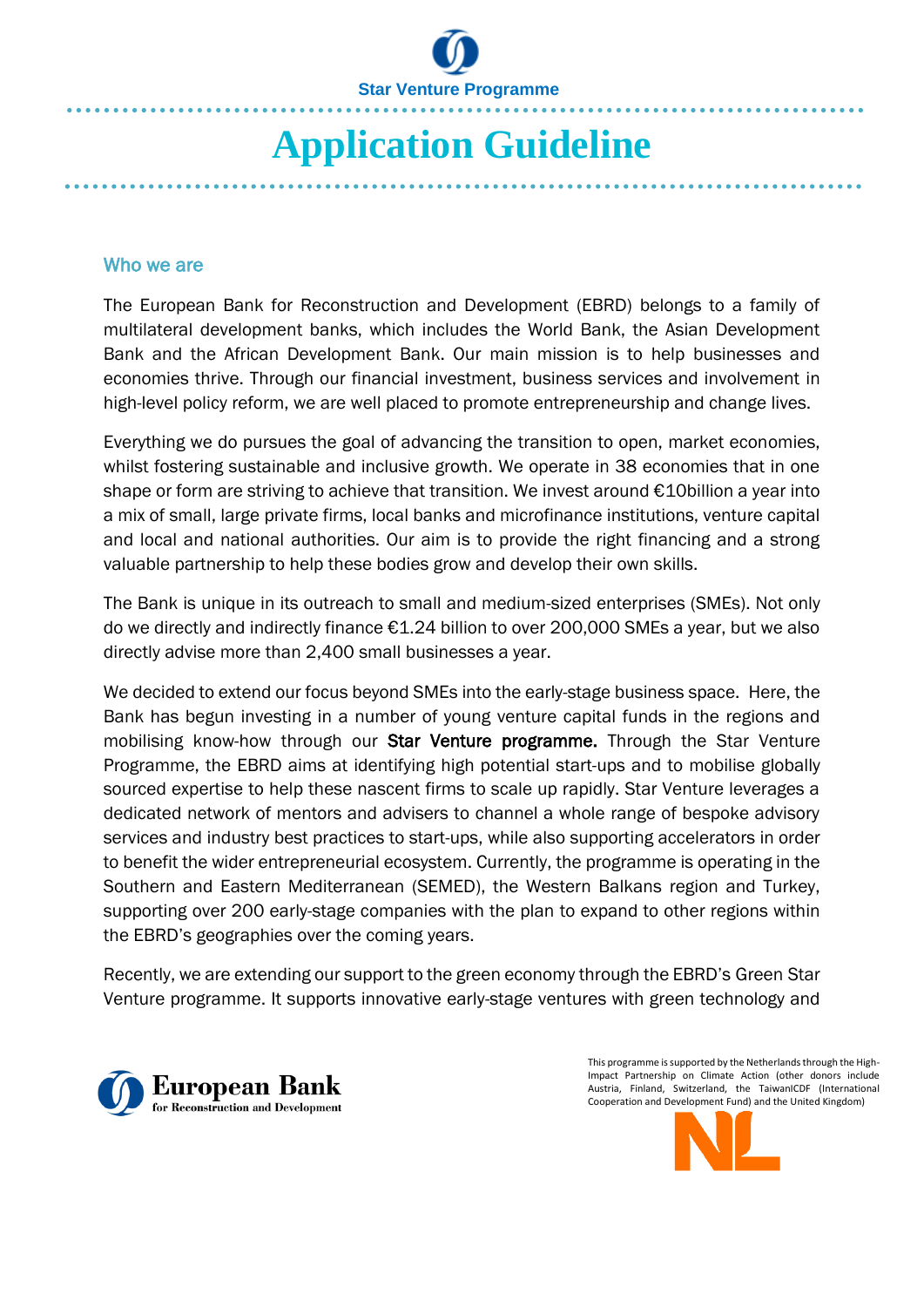Star Venture Programme

# Application Guideline

## Who we are

The European Bank for Reconstruction and Development (EBRD) belongs to a family of multilateral development banks, which includes the World Bank, the Asian Development Bank and the African Development Bank. Our main mission is to help businesses and economies thrive. Through our financial investment, business services and involvement in high-level policy reform, we are well placed to promote entrepreneurship and change lives.

Everything we do pursues the goal of advancing the transition to open, market economies, whilst fostering sustainable and inclusive growth. We operate in 38 economies that in one shape or form are striving to achieve that transition. We invest around €10billion a year into a mix of small, large private firms, local banks and microfinance institutions, venture capital and local and national authorities. Our aim is to provide the right financing and a strong valuable partnership to help these bodies grow and develop their own skills.

The Bank is unique in its outreach to small and medium-sized enterprises (SMEs). Not only do we directly and indirectly finance €1.24 billion to over 200,000 SMEs a year, but we also directly advise more than 2,400 small businesses a year.

We decided to extend our focus beyond SMEs into the early-stage business space. Here, the Bank has begun investing in a number of young venture capital funds in the regions and mobilising know-how through our **Star Venture programme.** Through the Star Venture Programme, the EBRD aims at identifying high potential start-ups and to mobilise globally sourced expertise to help these nascent firms to scale up rapidly. Star Venture leverages a dedicated network of mentors and advisers to channel a whole range of bespoke advisory services and industry best practices to start-ups, while also supporting accelerators in order to benefit the wider entrepreneurial ecosystem. Currently, the programme is operating in the Southern and Eastern Mediterranean (SEMED), the Western Balkans region and Turkey, supporting over 200 early-stage companies with the plan to expand to other regions within the EBRD's geographies over the coming years.

Recently, we are extending our support to the green economy through the EBRD's Green Star Venture programme. It supports innovative early-stage ventures with green technology and

European Bank for Reconstruction and Development

This programme is supported by the Netherlands through the High-Impact Partnership on Climate Action (other donors include Austria, Finland, Switzerland, the TaiwanICDF (International Cooperation and Development Fund) and the United Kingdom)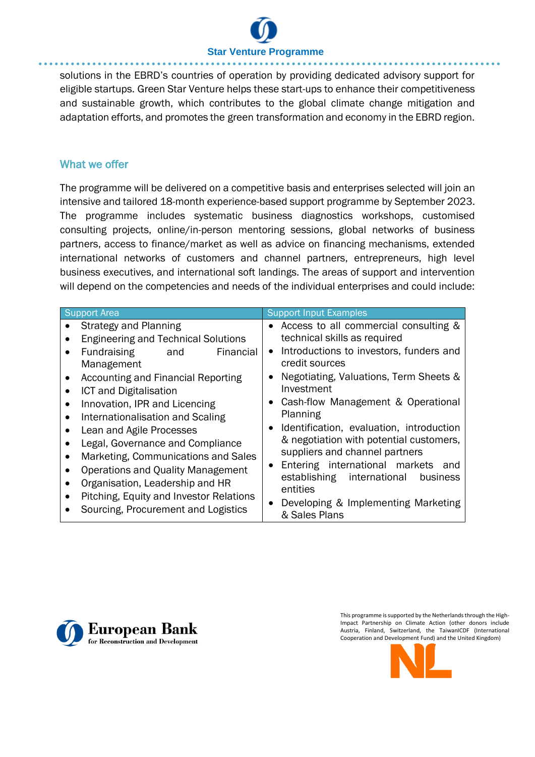solutions in the EBRD's countries of operation by providing dedicated advisory support for eligible startups. Green Star Venture helps these start-ups to enhance their competitiveness and sustainable growth, which contributes to the global climate change mitigation and adaptation efforts, and promotes the green transformation and economy in the EBRD region.

## What we offer

The programme will be delivered on a competitive basis and enterprises selected will join an intensive and tailored 18-month experience-based support programme by September 2023. The programme includes systematic business diagnostics workshops, customised consulting projects, online/in-person mentoring sessions, global networks of business partners, access to finance/market as well as advice on financing mechanisms, extended international networks of customers and channel partners, entrepreneurs, high level business executives, and international soft landings. The areas of support and intervention will depend on the competencies and needs of the individual enterprises and could include:

| Support Area | Support Input Examples |
|---|---|
| • Strategy and Planning<br>• Engineering and Technical Solutions<br>• Fundraising and Financial Management<br>• Accounting and Financial Reporting<br>• ICT and Digitalisation<br>• Innovation, IPR and Licencing<br>• Internationalisation and Scaling<br>• Lean and Agile Processes<br>• Legal, Governance and Compliance<br>• Marketing, Communications and Sales<br>• Operations and Quality Management<br>• Organisation, Leadership and HR<br>• Pitching, Equity and Investor Relations<br>• Sourcing, Procurement and Logistics | • Access to all commercial consulting & technical skills as required<br>• Introductions to investors, funders and credit sources<br>• Negotiating, Valuations, Term Sheets & Investment<br>• Cash-flow Management & Operational Planning<br>• Identification, evaluation, introduction & negotiation with potential customers, suppliers and channel partners<br>• Entering international markets and establishing international business entities<br>• Developing & Implementing Marketing & Sales Plans |

This programme is supported by the Netherlands through the High-Impact Partnership on Climate Action (other donors include Austria, Finland, Switzerland, the TaiwanICDF (International Cooperation and Development Fund) and the United Kingdom)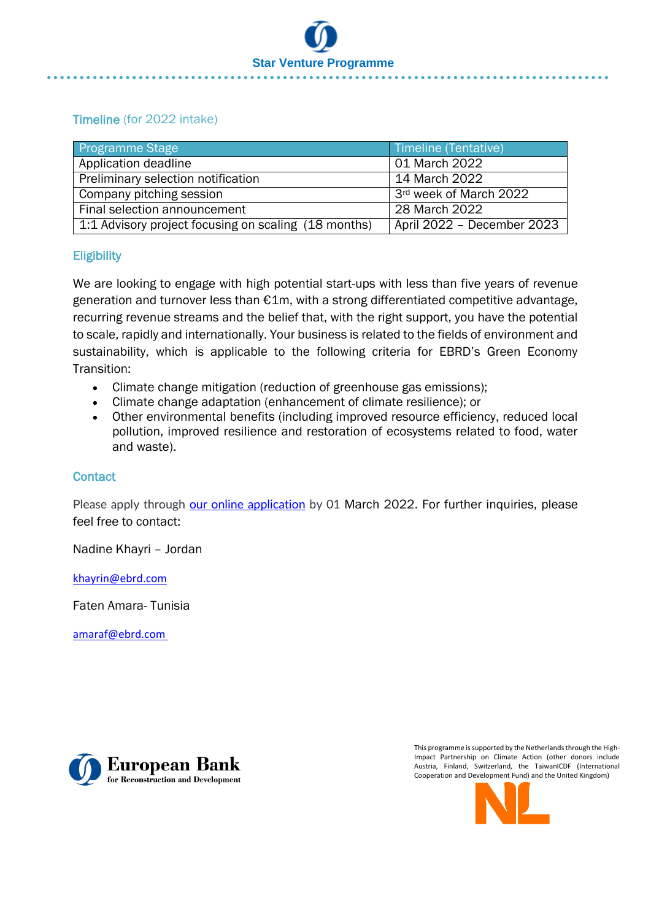Star Venture Programme

## Timeline (for 2022 intake)

| Programme Stage | Timeline (Tentative) |
|---|---|
| Application deadline | 01 March 2022 |
| Preliminary selection notification | 14 March 2022 |
| Company pitching session | 3rd week of March 2022 |
| Final selection announcement | 28 March 2022 |
| 1:1 Advisory project focusing on scaling (18 months) | April 2022 – December 2023 |

## Eligibility

We are looking to engage with high potential start-ups with less than five years of revenue generation and turnover less than €1m, with a strong differentiated competitive advantage, recurring revenue streams and the belief that, with the right support, you have the potential to scale, rapidly and internationally. Your business is related to the fields of environment and sustainability, which is applicable to the following criteria for EBRD's Green Economy Transition:

- Climate change mitigation (reduction of greenhouse gas emissions);
- Climate change adaptation (enhancement of climate resilience); or
- Other environmental benefits (including improved resource efficiency, reduced local pollution, improved resilience and restoration of ecosystems related to food, water and waste).

## Contact

Please apply through our online application by 01 March 2022. For further inquiries, please feel free to contact:

Nadine Khayri – Jordan

khayrin@ebrd.com

Faten Amara- Tunisia

amaraf@ebrd.com

European Bank for Reconstruction and Development

This programme is supported by the Netherlands through the High-Impact Partnership on Climate Action (other donors include Austria, Finland, Switzerland, the TaiwanICDF (International Cooperation and Development Fund) and the United Kingdom)

NL